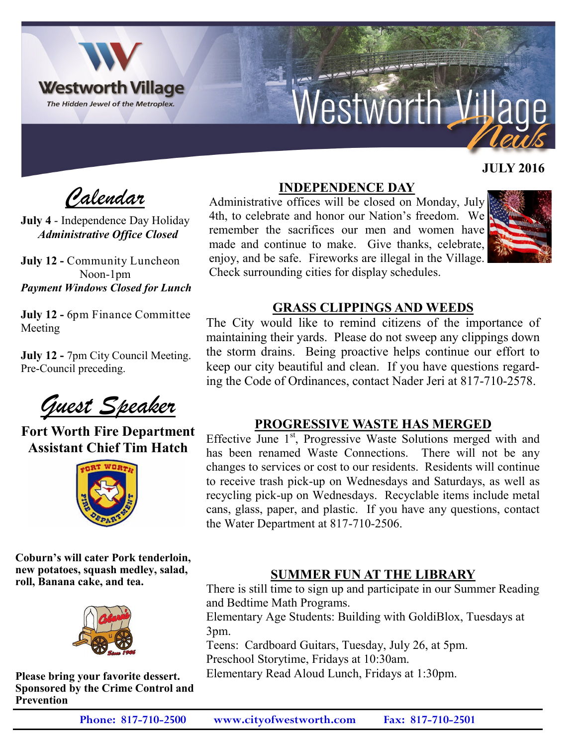# Westworth Village

*The Hidden Jewel of the Metroplex.*

# Westworth Village News

**JULY 2016**

## *Calendar*

**July 4** - Independence Day Holiday
***Administrative Office Closed***

**July 12 -** Community Luncheon Noon-1pm
***Payment Windows Closed for Lunch***

**July 12 -** 6pm Finance Committee Meeting

**July 12 -** 7pm City Council Meeting. Pre-Council preceding.

## *Guest Speaker*

**Fort Worth Fire Department Assistant Chief Tim Hatch**

**Coburn's will cater Pork tenderloin, new potatoes, squash medley, salad, roll, Banana cake, and tea.**

**Please bring your favorite dessert. Sponsored by the Crime Control and Prevention**

## INDEPENDENCE DAY

Administrative offices will be closed on Monday, July 4th, to celebrate and honor our Nation's freedom. We remember the sacrifices our men and women have made and continue to make. Give thanks, celebrate, enjoy, and be safe. Fireworks are illegal in the Village. Check surrounding cities for display schedules.

## GRASS CLIPPINGS AND WEEDS

The City would like to remind citizens of the importance of maintaining their yards. Please do not sweep any clippings down the storm drains. Being proactive helps continue our effort to keep our city beautiful and clean. If you have questions regarding the Code of Ordinances, contact Nader Jeri at 817-710-2578.

## PROGRESSIVE WASTE HAS MERGED

Effective June 1st, Progressive Waste Solutions merged with and has been renamed Waste Connections. There will not be any changes to services or cost to our residents. Residents will continue to receive trash pick-up on Wednesdays and Saturdays, as well as recycling pick-up on Wednesdays. Recyclable items include metal cans, glass, paper, and plastic. If you have any questions, contact the Water Department at 817-710-2506.

## SUMMER FUN AT THE LIBRARY

There is still time to sign up and participate in our Summer Reading and Bedtime Math Programs.
Elementary Age Students: Building with GoldiBlox, Tuesdays at 3pm.
Teens: Cardboard Guitars, Tuesday, July 26, at 5pm.
Preschool Storytime, Fridays at 10:30am.
Elementary Read Aloud Lunch, Fridays at 1:30pm.

**Phone: 817-710-2500 www.cityofwestworth.com Fax: 817-710-2501**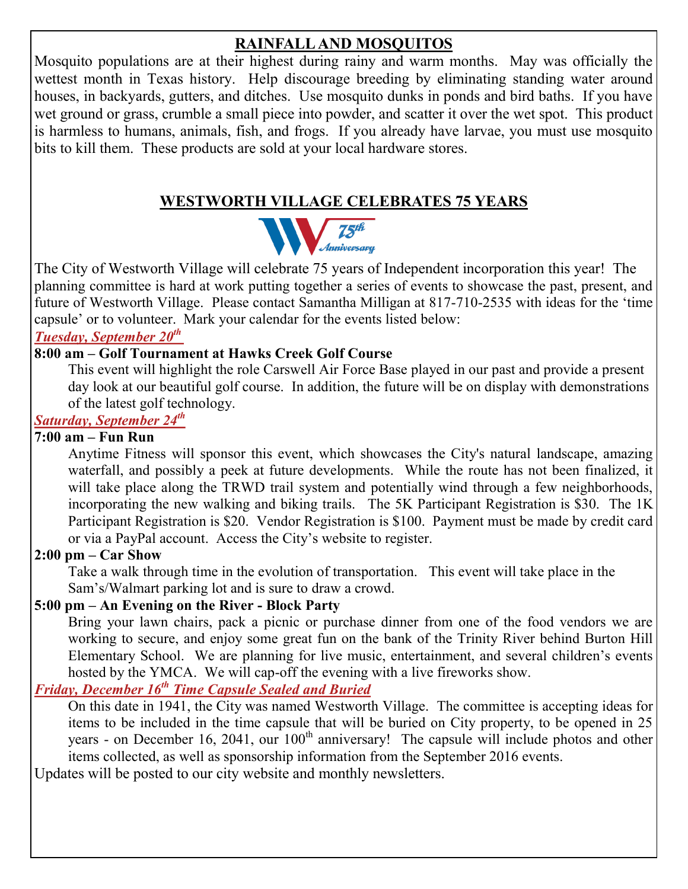## RAINFALL AND MOSQUITOS

Mosquito populations are at their highest during rainy and warm months. May was officially the wettest month in Texas history. Help discourage breeding by eliminating standing water around houses, in backyards, gutters, and ditches. Use mosquito dunks in ponds and bird baths. If you have wet ground or grass, crumble a small piece into powder, and scatter it over the wet spot. This product is harmless to humans, animals, fish, and frogs. If you already have larvae, you must use mosquito bits to kill them. These products are sold at your local hardware stores.

## WESTWORTH VILLAGE CELEBRATES 75 YEARS

The City of Westworth Village will celebrate 75 years of Independent incorporation this year! The planning committee is hard at work putting together a series of events to showcase the past, present, and future of Westworth Village. Please contact Samantha Milligan at 817-710-2535 with ideas for the 'time capsule' or to volunteer. Mark your calendar for the events listed below:

***Tuesday, September 20th***

**8:00 am – Golf Tournament at Hawks Creek Golf Course**

This event will highlight the role Carswell Air Force Base played in our past and provide a present day look at our beautiful golf course. In addition, the future will be on display with demonstrations of the latest golf technology.

***Saturday, September 24th***

**7:00 am – Fun Run**

Anytime Fitness will sponsor this event, which showcases the City's natural landscape, amazing waterfall, and possibly a peek at future developments. While the route has not been finalized, it will take place along the TRWD trail system and potentially wind through a few neighborhoods, incorporating the new walking and biking trails. The 5K Participant Registration is $30. The 1K Participant Registration is $20. Vendor Registration is $100. Payment must be made by credit card or via a PayPal account. Access the City's website to register.

**2:00 pm – Car Show**

Take a walk through time in the evolution of transportation. This event will take place in the Sam's/Walmart parking lot and is sure to draw a crowd.

**5:00 pm – An Evening on the River - Block Party**

Bring your lawn chairs, pack a picnic or purchase dinner from one of the food vendors we are working to secure, and enjoy some great fun on the bank of the Trinity River behind Burton Hill Elementary School. We are planning for live music, entertainment, and several children's events hosted by the YMCA. We will cap-off the evening with a live fireworks show.

***Friday, December 16th Time Capsule Sealed and Buried***

On this date in 1941, the City was named Westworth Village. The committee is accepting ideas for items to be included in the time capsule that will be buried on City property, to be opened in 25 years - on December 16, 2041, our 100th anniversary! The capsule will include photos and other items collected, as well as sponsorship information from the September 2016 events.

Updates will be posted to our city website and monthly newsletters.